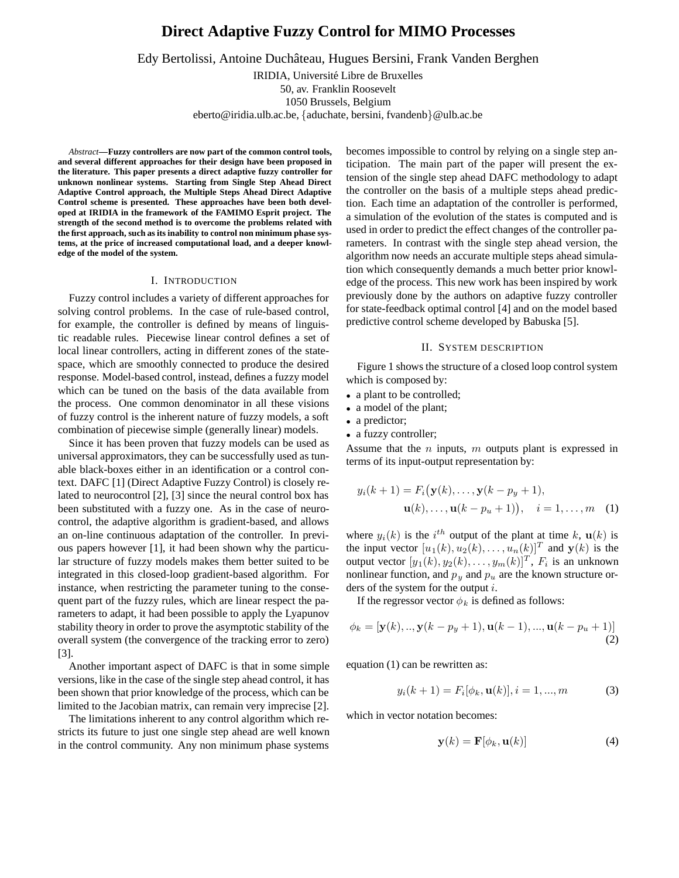# Direct Adaptive Fuzzy Control for MIMO Processes

Edy Bertolissi, Antoine Duchâteau, Hugues Bersini, Frank Vanden Berghen

IRIDIA, Université Libre de Bruxelles
50, av. Franklin Roosevelt
1050 Brussels, Belgium
eberto@iridia.ulb.ac.be, {aduchate, bersini, fvandenb}@ulb.ac.be

***Abstract*—Fuzzy controllers are now part of the common control tools, and several different approaches for their design have been proposed in the literature. This paper presents a direct adaptive fuzzy controller for unknown nonlinear systems. Starting from Single Step Ahead Direct Adaptive Control approach, the Multiple Steps Ahead Direct Adaptive Control scheme is presented. These approaches have been both developed at IRIDIA in the framework of the FAMIMO Esprit project. The strength of the second method is to overcome the problems related with the first approach, such as its inability to control non minimum phase systems, at the price of increased computational load, and a deeper knowledge of the model of the system.**

## I. Introduction

Fuzzy control includes a variety of different approaches for solving control problems. In the case of rule-based control, for example, the controller is defined by means of linguistic readable rules. Piecewise linear control defines a set of local linear controllers, acting in different zones of the state-space, which are smoothly connected to produce the desired response. Model-based control, instead, defines a fuzzy model which can be tuned on the basis of the data available from the process. One common denominator in all these visions of fuzzy control is the inherent nature of fuzzy models, a soft combination of piecewise simple (generally linear) models.

Since it has been proven that fuzzy models can be used as universal approximators, they can be successfully used as tunable black-boxes either in an identification or a control context. DAFC [1] (Direct Adaptive Fuzzy Control) is closely related to neurocontrol [2], [3] since the neural control box has been substituted with a fuzzy one. As in the case of neurocontrol, the adaptive algorithm is gradient-based, and allows an on-line continuous adaptation of the controller. In previous papers however [1], it had been shown why the particular structure of fuzzy models makes them better suited to be integrated in this closed-loop gradient-based algorithm. For instance, when restricting the parameter tuning to the consequent part of the fuzzy rules, which are linear respect the parameters to adapt, it had been possible to apply the Lyapunov stability theory in order to prove the asymptotic stability of the overall system (the convergence of the tracking error to zero) [3].

Another important aspect of DAFC is that in some simple versions, like in the case of the single step ahead control, it has been shown that prior knowledge of the process, which can be limited to the Jacobian matrix, can remain very imprecise [2].

The limitations inherent to any control algorithm which restricts its future to just one single step ahead are well known in the control community. Any non minimum phase systems becomes impossible to control by relying on a single step anticipation. The main part of the paper will present the extension of the single step ahead DAFC methodology to adapt the controller on the basis of a multiple steps ahead prediction. Each time an adaptation of the controller is performed, a simulation of the evolution of the states is computed and is used in order to predict the effect changes of the controller parameters. In contrast with the single step ahead version, the algorithm now needs an accurate multiple steps ahead simulation which consequently demands a much better prior knowledge of the process. This new work has been inspired by work previously done by the authors on adaptive fuzzy controller for state-feedback optimal control [4] and on the model based predictive control scheme developed by Babuska [5].

## II. System description

Figure 1 shows the structure of a closed loop control system which is composed by:

- a plant to be controlled;
- a model of the plant;
- a predictor;
- a fuzzy controller;

Assume that the $n$ inputs, $m$ outputs plant is expressed in terms of its input-output representation by:

$$y_i(k+1) = F_i\big(\mathbf{y}(k), \dots, \mathbf{y}(k-p_y+1), \mathbf{u}(k), \dots, \mathbf{u}(k-p_u+1)\big), \quad i = 1, \dots, m \quad (1)$$

where $y_i(k)$ is the $i^{th}$ output of the plant at time $k$, $\mathbf{u}(k)$ is the input vector $[u_1(k), u_2(k), \dots, u_n(k)]^T$ and $\mathbf{y}(k)$ is the output vector $[y_1(k), y_2(k), \dots, y_m(k)]^T$, $F_i$ is an unknown nonlinear function, and $p_y$ and $p_u$ are the known structure orders of the system for the output $i$.

If the regressor vector $\phi_k$ is defined as follows:

$$\phi_k = [\mathbf{y}(k), .., \mathbf{y}(k-p_y+1), \mathbf{u}(k-1), ..., \mathbf{u}(k-p_u+1)] \quad (2)$$

equation (1) can be rewritten as:

$$y_i(k+1) = F_i[\phi_k, \mathbf{u}(k)], i = 1, ..., m \quad (3)$$

which in vector notation becomes:

$$\mathbf{y}(k) = \mathbf{F}[\phi_k, \mathbf{u}(k)] \quad (4)$$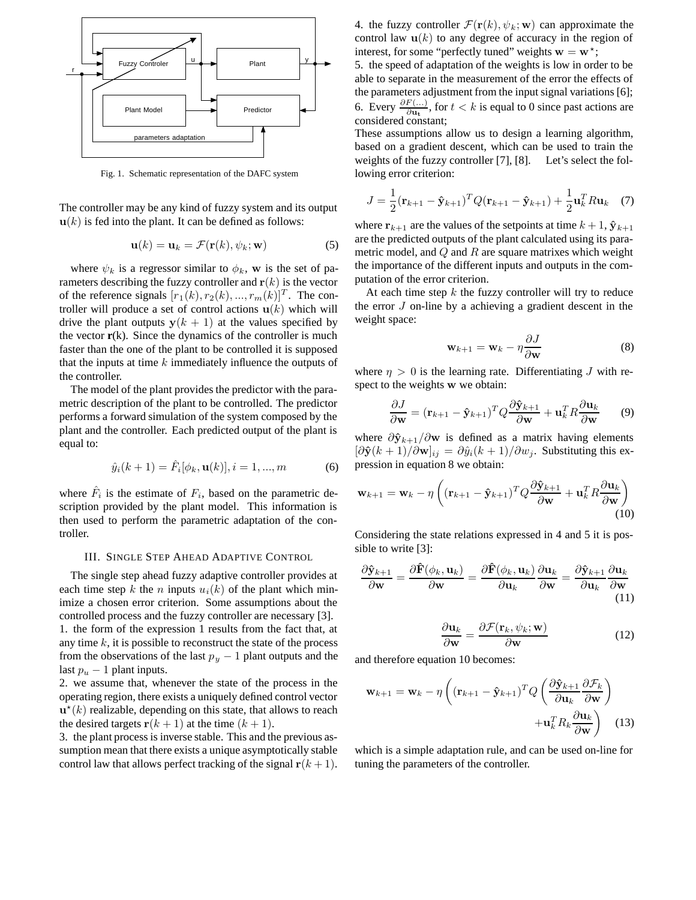Fig. 1. Schematic representation of the DAFC system

The controller may be any kind of fuzzy system and its output $\mathbf{u}(k)$ is fed into the plant. It can be defined as follows:

$$\mathbf{u}(k) = \mathbf{u}_k = \mathcal{F}(\mathbf{r}(k), \psi_k; \mathbf{w}) \tag{5}$$

where $\psi_k$ is a regressor similar to $\phi_k$, $\mathbf{w}$ is the set of parameters describing the fuzzy controller and $\mathbf{r}(k)$ is the vector of the reference signals $[r_1(k), r_2(k), ..., r_m(k)]^T$. The controller will produce a set of control actions $\mathbf{u}(k)$ which will drive the plant outputs $\mathbf{y}(k+1)$ at the values specified by the vector **r**(k). Since the dynamics of the controller is much faster than the one of the plant to be controlled it is supposed that the inputs at time $k$ immediately influence the outputs of the controller.

The model of the plant provides the predictor with the parametric description of the plant to be controlled. The predictor performs a forward simulation of the system composed by the plant and the controller. Each predicted output of the plant is equal to:

$$\hat{y}_i(k+1) = \hat{F}_i[\phi_k, \mathbf{u}(k)], i = 1, ..., m \tag{6}$$

where $\hat{F}_i$ is the estimate of $F_i$, based on the parametric description provided by the plant model. This information is then used to perform the parametric adaptation of the controller.

## III. Single Step Ahead Adaptive Control

The single step ahead fuzzy adaptive controller provides at each time step $k$ the $n$ inputs $u_i(k)$ of the plant which minimize a chosen error criterion. Some assumptions about the controlled process and the fuzzy controller are necessary [3].

1. the form of the expression 1 results from the fact that, at any time $k$, it is possible to reconstruct the state of the process from the observations of the last $p_y - 1$ plant outputs and the last $p_u - 1$ plant inputs.
2. we assume that, whenever the state of the process in the operating region, there exists a uniquely defined control vector $\mathbf{u}^\star(k)$ realizable, depending on this state, that allows to reach the desired targets $\mathbf{r}(k+1)$ at the time $(k+1)$.
3. the plant process is inverse stable. This and the previous assumption mean that there exists a unique asymptotically stable control law that allows perfect tracking of the signal $\mathbf{r}(k+1)$.
4. the fuzzy controller $\mathcal{F}(\mathbf{r}(k), \psi_k; \mathbf{w})$ can approximate the control law $\mathbf{u}(k)$ to any degree of accuracy in the region of interest, for some "perfectly tuned" weights $\mathbf{w} = \mathbf{w}^\star$;
5. the speed of adaptation of the weights is low in order to be able to separate in the measurement of the error the effects of the parameters adjustment from the input signal variations [6];
6. Every $\frac{\partial F(...)}{\partial \mathbf{u_t}}$, for $t < k$ is equal to 0 since past actions are considered constant;

These assumptions allow us to design a learning algorithm, based on a gradient descent, which can be used to train the weights of the fuzzy controller [7], [8]. Let's select the following error criterion:

$$J = \frac{1}{2}(\mathbf{r}_{k+1} - \hat{\mathbf{y}}_{k+1})^T Q(\mathbf{r}_{k+1} - \hat{\mathbf{y}}_{k+1}) + \frac{1}{2}\mathbf{u}_k^T R \mathbf{u}_k \tag{7}$$

where $\mathbf{r}_{k+1}$ are the values of the setpoints at time $k+1$, $\hat{\mathbf{y}}_{k+1}$ are the predicted outputs of the plant calculated using its parametric model, and $Q$ and $R$ are square matrixes which weight the importance of the different inputs and outputs in the computation of the error criterion.

At each time step $k$ the fuzzy controller will try to reduce the error $J$ on-line by a achieving a gradient descent in the weight space:

$$\mathbf{w}_{k+1} = \mathbf{w}_k - \eta \frac{\partial J}{\partial \mathbf{w}} \tag{8}$$

where $\eta > 0$ is the learning rate. Differentiating $J$ with respect to the weights $\mathbf{w}$ we obtain:

$$\frac{\partial J}{\partial \mathbf{w}} = (\mathbf{r}_{k+1} - \hat{\mathbf{y}}_{k+1})^T Q \frac{\partial \hat{\mathbf{y}}_{k+1}}{\partial \mathbf{w}} + \mathbf{u}_k^T R \frac{\partial \mathbf{u}_k}{\partial \mathbf{w}} \tag{9}$$

where $\partial \hat{\mathbf{y}}_{k+1}/\partial \mathbf{w}$ is defined as a matrix having elements $[\partial \hat{\mathbf{y}}(k+1)/\partial \mathbf{w}]_{ij} = \partial \hat{y}_i(k+1)/\partial w_j$. Substituting this expression in equation 8 we obtain:

$$\mathbf{w}_{k+1} = \mathbf{w}_k - \eta \left( (\mathbf{r}_{k+1} - \hat{\mathbf{y}}_{k+1})^T Q \frac{\partial \hat{\mathbf{y}}_{k+1}}{\partial \mathbf{w}} + \mathbf{u}_k^T R \frac{\partial \mathbf{u}_k}{\partial \mathbf{w}} \right) \tag{10}$$

Considering the state relations expressed in 4 and 5 it is possible to write [3]:

$$\frac{\partial \hat{\mathbf{y}}_{k+1}}{\partial \mathbf{w}} = \frac{\partial \hat{\mathbf{F}}(\phi_k, \mathbf{u}_k)}{\partial \mathbf{w}} = \frac{\partial \hat{\mathbf{F}}(\phi_k, \mathbf{u}_k)}{\partial \mathbf{u}_k} \frac{\partial \mathbf{u}_k}{\partial \mathbf{w}} = \frac{\partial \hat{\mathbf{y}}_{k+1}}{\partial \mathbf{u}_k} \frac{\partial \mathbf{u}_k}{\partial \mathbf{w}} \tag{11}$$

$$\frac{\partial \mathbf{u}_k}{\partial \mathbf{w}} = \frac{\partial \mathcal{F}(\mathbf{r}_k, \psi_k; \mathbf{w})}{\partial \mathbf{w}} \tag{12}$$

and therefore equation 10 becomes:

$$\mathbf{w}_{k+1} = \mathbf{w}_k - \eta \left( (\mathbf{r}_{k+1} - \hat{\mathbf{y}}_{k+1})^T Q \left( \frac{\partial \hat{\mathbf{y}}_{k+1}}{\partial \mathbf{u}_k} \frac{\partial \mathcal{F}_k}{\partial \mathbf{w}} \right) + \mathbf{u}_k^T R_k \frac{\partial \mathbf{u}_k}{\partial \mathbf{w}} \right) \tag{13}$$

which is a simple adaptation rule, and can be used on-line for tuning the parameters of the controller.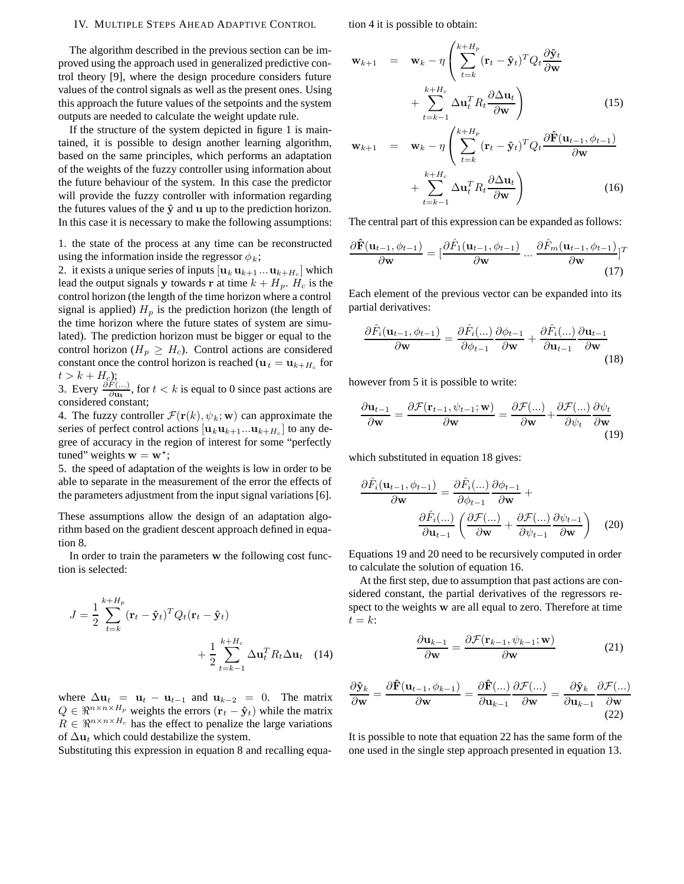## IV. Multiple Steps Ahead Adaptive Control

The algorithm described in the previous section can be improved using the approach used in generalized predictive control theory [9], where the design procedure considers future values of the control signals as well as the present ones. Using this approach the future values of the setpoints and the system outputs are needed to calculate the weight update rule.

If the structure of the system depicted in figure 1 is maintained, it is possible to design another learning algorithm, based on the same principles, which performs an adaptation of the weights of the fuzzy controller using information about the future behaviour of the system. In this case the predictor will provide the fuzzy controller with information regarding the futures values of the $\hat{\mathbf{y}}$ and $\mathbf{u}$ up to the prediction horizon. In this case it is necessary to make the following assumptions:

1. the state of the process at any time can be reconstructed using the information inside the regressor $\phi_k$;
2. it exists a unique series of inputs $[\mathbf{u}_k\,\mathbf{u}_{k+1}\ldots\mathbf{u}_{k+H_c}]$ which lead the output signals $\mathbf{y}$ towards $\mathbf{r}$ at time $k+H_p$. $H_c$ is the control horizon (the length of the time horizon where a control signal is applied) $H_p$ is the prediction horizon (the length of the time horizon where the future states of system are simulated). The prediction horizon must be bigger or equal to the control horizon ($H_p \geq H_c$). Control actions are considered constant once the control horizon is reached ($\mathbf{u}_t = \mathbf{u}_{k+H_c}$ for $t > k + H_c$);
3. Every $\frac{\partial F(\ldots)}{\partial \mathbf{u_t}}$, for $t < k$ is equal to 0 since past actions are considered constant;
4. The fuzzy controller $\mathcal{F}(\mathbf{r}(k), \psi_k; \mathbf{w})$ can approximate the series of perfect control actions $[\mathbf{u}_k\mathbf{u}_{k+1}\ldots\mathbf{u}_{k+H_c}]$ to any degree of accuracy in the region of interest for some "perfectly tuned" weights $\mathbf{w} = \mathbf{w}^\star$;
5. the speed of adaptation of the weights is low in order to be able to separate in the measurement of the error the effects of the parameters adjustment from the input signal variations [6].

These assumptions allow the design of an adaptation algorithm based on the gradient descent approach defined in equation 8.

In order to train the parameters $\mathbf{w}$ the following cost function is selected:

$$J = \frac{1}{2}\sum_{t=k}^{k+H_p}(\mathbf{r}_t - \hat{\mathbf{y}}_t)^T Q_t (\mathbf{r}_t - \hat{\mathbf{y}}_t) + \frac{1}{2}\sum_{t=k-1}^{k+H_c}\Delta\mathbf{u}_t^T R_t \Delta\mathbf{u}_t \quad (14)$$

where $\Delta\mathbf{u}_t = \mathbf{u}_t - \mathbf{u}_{t-1}$ and $\mathbf{u}_{k-2} = 0$. The matrix $Q \in \Re^{n\times n\times H_p}$ weights the errors $(\mathbf{r}_t - \hat{\mathbf{y}}_t)$ while the matrix $R \in \Re^{n\times n\times H_c}$ has the effect to penalize the large variations of $\Delta\mathbf{u}_t$ which could destabilize the system.

Substituting this expression in equation 8 and recalling equation 4 it is possible to obtain:

$$\mathbf{w}_{k+1} = \mathbf{w}_k - \eta\left(\sum_{t=k}^{k+H_p}(\mathbf{r}_t - \hat{\mathbf{y}}_t)^T Q_t \frac{\partial \hat{\mathbf{y}}_t}{\partial \mathbf{w}} + \sum_{t=k-1}^{k+H_c}\Delta\mathbf{u}_t^T R_t \frac{\partial \Delta\mathbf{u}_t}{\partial \mathbf{w}}\right) \quad (15)$$

$$\mathbf{w}_{k+1} = \mathbf{w}_k - \eta\left(\sum_{t=k}^{k+H_p}(\mathbf{r}_t - \hat{\mathbf{y}}_t)^T Q_t \frac{\partial \hat{\mathbf{F}}(\mathbf{u}_{t-1}, \phi_{t-1})}{\partial \mathbf{w}} + \sum_{t=k-1}^{k+H_c}\Delta\mathbf{u}_t^T R_t \frac{\partial \Delta\mathbf{u}_t}{\partial \mathbf{w}}\right) \quad (16)$$

The central part of this expression can be expanded as follows:

$$\frac{\partial \hat{\mathbf{F}}(\mathbf{u}_{t-1}, \phi_{t-1})}{\partial \mathbf{w}} = \left[\frac{\partial \hat{F}_1(\mathbf{u}_{t-1}, \phi_{t-1})}{\partial \mathbf{w}} \ldots \frac{\partial \hat{F}_m(\mathbf{u}_{t-1}, \phi_{t-1})}{\partial \mathbf{w}}\right]^T \quad (17)$$

Each element of the previous vector can be expanded into its partial derivatives:

$$\frac{\partial \hat{F}_i(\mathbf{u}_{t-1}, \phi_{t-1})}{\partial \mathbf{w}} = \frac{\partial \hat{F}_i(\ldots)}{\partial \phi_{t-1}}\frac{\partial \phi_{t-1}}{\partial \mathbf{w}} + \frac{\partial \hat{F}_i(\ldots)}{\partial \mathbf{u}_{t-1}}\frac{\partial \mathbf{u}_{t-1}}{\partial \mathbf{w}} \quad (18)$$

however from 5 it is possible to write:

$$\frac{\partial \mathbf{u}_{t-1}}{\partial \mathbf{w}} = \frac{\partial \mathcal{F}(\mathbf{r}_{t-1}, \psi_{t-1}; \mathbf{w})}{\partial \mathbf{w}} = \frac{\partial \mathcal{F}(\ldots)}{\partial \mathbf{w}} + \frac{\partial \mathcal{F}(\ldots)}{\partial \psi_t}\frac{\partial \psi_t}{\partial \mathbf{w}} \quad (19)$$

which substituted in equation 18 gives:

$$\frac{\partial \hat{F}_i(\mathbf{u}_{t-1}, \phi_{t-1})}{\partial \mathbf{w}} = \frac{\partial \hat{F}_i(\ldots)}{\partial \phi_{t-1}}\frac{\partial \phi_{t-1}}{\partial \mathbf{w}} + \frac{\partial \hat{F}_i(\ldots)}{\partial \mathbf{u}_{t-1}}\left(\frac{\partial \mathcal{F}(\ldots)}{\partial \mathbf{w}} + \frac{\partial \mathcal{F}(\ldots)}{\partial \psi_{t-1}}\frac{\partial \psi_{t-1}}{\partial \mathbf{w}}\right) \quad (20)$$

Equations 19 and 20 need to be recursively computed in order to calculate the solution of equation 16.

At the first step, due to assumption that past actions are considered constant, the partial derivatives of the regressors respect to the weights $\mathbf{w}$ are all equal to zero. Therefore at time $t = k$:

$$\frac{\partial \mathbf{u}_{k-1}}{\partial \mathbf{w}} = \frac{\partial \mathcal{F}(\mathbf{r}_{k-1}, \psi_{k-1}; \mathbf{w})}{\partial \mathbf{w}} \quad (21)$$

$$\frac{\partial \hat{\mathbf{y}}_k}{\partial \mathbf{w}} = \frac{\partial \hat{\mathbf{F}}(\mathbf{u}_{t-1}, \phi_{k-1})}{\partial \mathbf{w}} = \frac{\partial \hat{\mathbf{F}}(\ldots)}{\partial \mathbf{u}_{k-1}}\frac{\partial \mathcal{F}(\ldots)}{\partial \mathbf{w}} = \frac{\partial \hat{\mathbf{y}}_k}{\partial \mathbf{u}_{k-1}}\frac{\partial \mathcal{F}(\ldots)}{\partial \mathbf{w}} \quad (22)$$

It is possible to note that equation 22 has the same form of the one used in the single step approach presented in equation 13.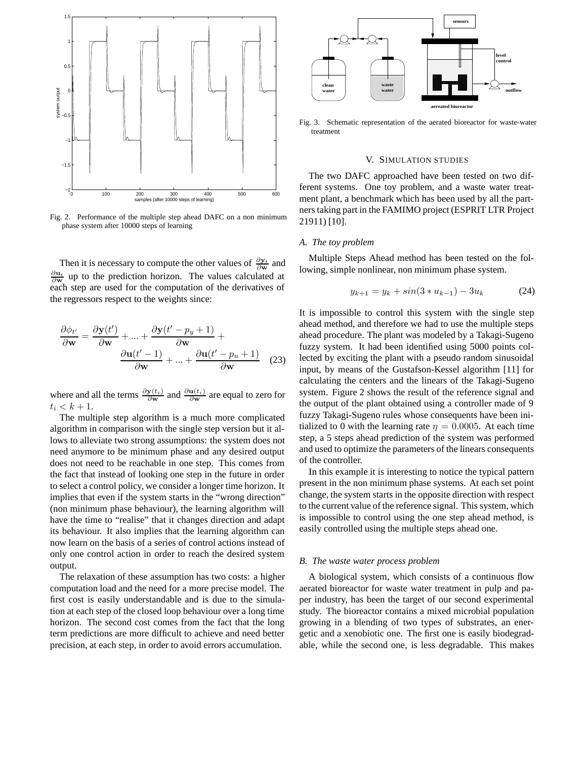Fig. 2. Performance of the multiple step ahead DAFC on a non minimum phase system after 10000 steps of learning

Then it is necessary to compute the other values of $\frac{\partial \mathbf{y}_t}{\partial \mathbf{w}}$ and $\frac{\partial \mathbf{u}_t}{\partial \mathbf{w}}$ up to the prediction horizon. The values calculated at each step are used for the computation of the derivatives of the regressors respect to the weights since:

$$\frac{\partial \phi_{t'}}{\partial \mathbf{w}} = \frac{\partial \mathbf{y}(t')}{\partial \mathbf{w}} + ... + \frac{\partial \mathbf{y}(t' - p_y + 1)}{\partial \mathbf{w}} + \frac{\partial \mathbf{u}(t' - 1)}{\partial \mathbf{w}} + ... + \frac{\partial \mathbf{u}(t' - p_u + 1)}{\partial \mathbf{w}} \quad (23)$$

where and all the terms $\frac{\partial \mathbf{y}(t_i)}{\partial \mathbf{w}}$ and $\frac{\partial \mathbf{u}(t_i)}{\partial \mathbf{w}}$ are equal to zero for $t_i < k + 1$.

The multiple step algorithm is a much more complicated algorithm in comparison with the single step version but it allows to alleviate two strong assumptions: the system does not need anymore to be minimum phase and any desired output does not need to be reachable in one step. This comes from the fact that instead of looking one step in the future in order to select a control policy, we consider a longer time horizon. It implies that even if the system starts in the "wrong direction" (non minimum phase behaviour), the learning algorithm will have the time to "realise" that it changes direction and adapt its behaviour. It also implies that the learning algorithm can now learn on the basis of a series of control actions instead of only one control action in order to reach the desired system output.

The relaxation of these assumption has two costs: a higher computation load and the need for a more precise model. The first cost is easily understandable and is due to the simulation at each step of the closed loop behaviour over a long time horizon. The second cost comes from the fact that the long term predictions are more difficult to achieve and need better precision, at each step, in order to avoid errors accumulation.

Fig. 3. Schematic representation of the aerated bioreactor for waste-water treatment

## V. Simulation studies

The two DAFC approached have been tested on two different systems. One toy problem, and a waste water treatment plant, a benchmark which has been used by all the partners taking part in the FAMIMO project (ESPRIT LTR Project 21911) [10].

### A. The toy problem

Multiple Steps Ahead method has been tested on the following, simple nonlinear, non minimum phase system.

$$y_{k+1} = y_k + sin(3 * u_{k-1}) - 3u_k \quad (24)$$

It is impossible to control this system with the single step ahead method, and therefore we had to use the multiple steps ahead procedure. The plant was modeled by a Takagi-Sugeno fuzzy system. It had been identified using 5000 points collected by exciting the plant with a pseudo random sinusoidal input, by means of the Gustafson-Kessel algorithm [11] for calculating the centers and the linears of the Takagi-Sugeno system. Figure 2 shows the result of the reference signal and the output of the plant obtained using a controller made of 9 fuzzy Takagi-Sugeno rules whose consequents have been initialized to 0 with the learning rate $\eta = 0.0005$. At each time step, a 5 steps ahead prediction of the system was performed and used to optimize the parameters of the linears consequents of the controller.

In this example it is interesting to notice the typical pattern present in the non minimum phase systems. At each set point change, the system starts in the opposite direction with respect to the current value of the reference signal. This system, which is impossible to control using the one step ahead method, is easily controlled using the multiple steps ahead one.

### B. The waste water process problem

A biological system, which consists of a continuous flow aerated bioreactor for waste water treatment in pulp and paper industry, has been the target of our second experimental study. The bioreactor contains a mixed microbial population growing in a blending of two types of substrates, an energetic and a xenobiotic one. The first one is easily biodegradable, while the second one, is less degradable. This makes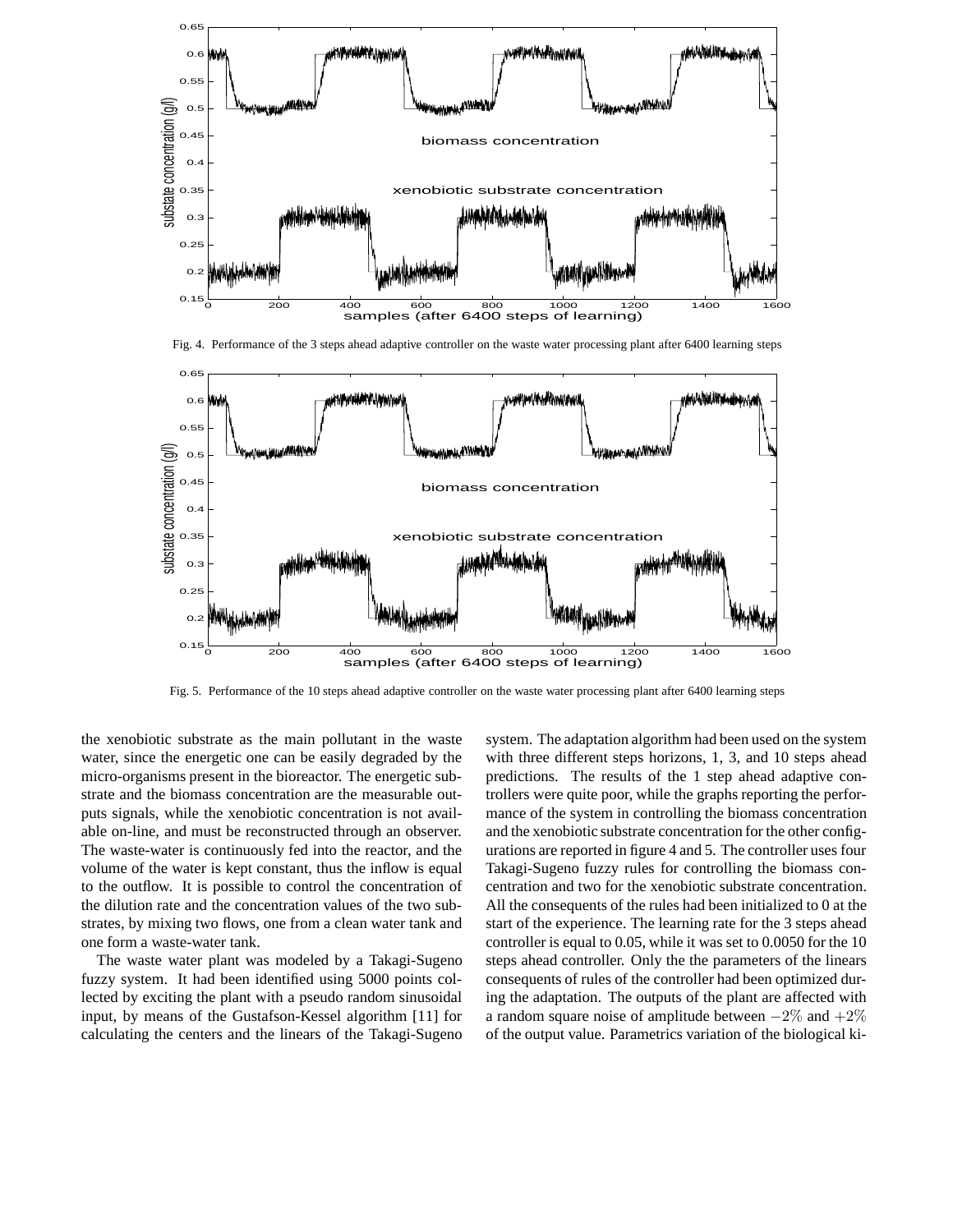Fig. 4. Performance of the 3 steps ahead adaptive controller on the waste water processing plant after 6400 learning steps

Fig. 5. Performance of the 10 steps ahead adaptive controller on the waste water processing plant after 6400 learning steps

the xenobiotic substrate as the main pollutant in the waste water, since the energetic one can be easily degraded by the micro-organisms present in the bioreactor. The energetic substrate and the biomass concentration are the measurable outputs signals, while the xenobiotic concentration is not available on-line, and must be reconstructed through an observer. The waste-water is continuously fed into the reactor, and the volume of the water is kept constant, thus the inflow is equal to the outflow. It is possible to control the concentration of the dilution rate and the concentration values of the two substrates, by mixing two flows, one from a clean water tank and one form a waste-water tank.

The waste water plant was modeled by a Takagi-Sugeno fuzzy system. It had been identified using 5000 points collected by exciting the plant with a pseudo random sinusoidal input, by means of the Gustafson-Kessel algorithm [11] for calculating the centers and the linears of the Takagi-Sugeno system. The adaptation algorithm had been used on the system with three different steps horizons, 1, 3, and 10 steps ahead predictions. The results of the 1 step ahead adaptive controllers were quite poor, while the graphs reporting the performance of the system in controlling the biomass concentration and the xenobiotic substrate concentration for the other configurations are reported in figure 4 and 5. The controller uses four Takagi-Sugeno fuzzy rules for controlling the biomass concentration and two for the xenobiotic substrate concentration. All the consequents of the rules had been initialized to 0 at the start of the experience. The learning rate for the 3 steps ahead controller is equal to 0.05, while it was set to 0.0050 for the 10 steps ahead controller. Only the the parameters of the linears consequents of rules of the controller had been optimized during the adaptation. The outputs of the plant are affected with a random square noise of amplitude between $-2\%$ and $+2\%$ of the output value. Parametrics variation of the biological ki-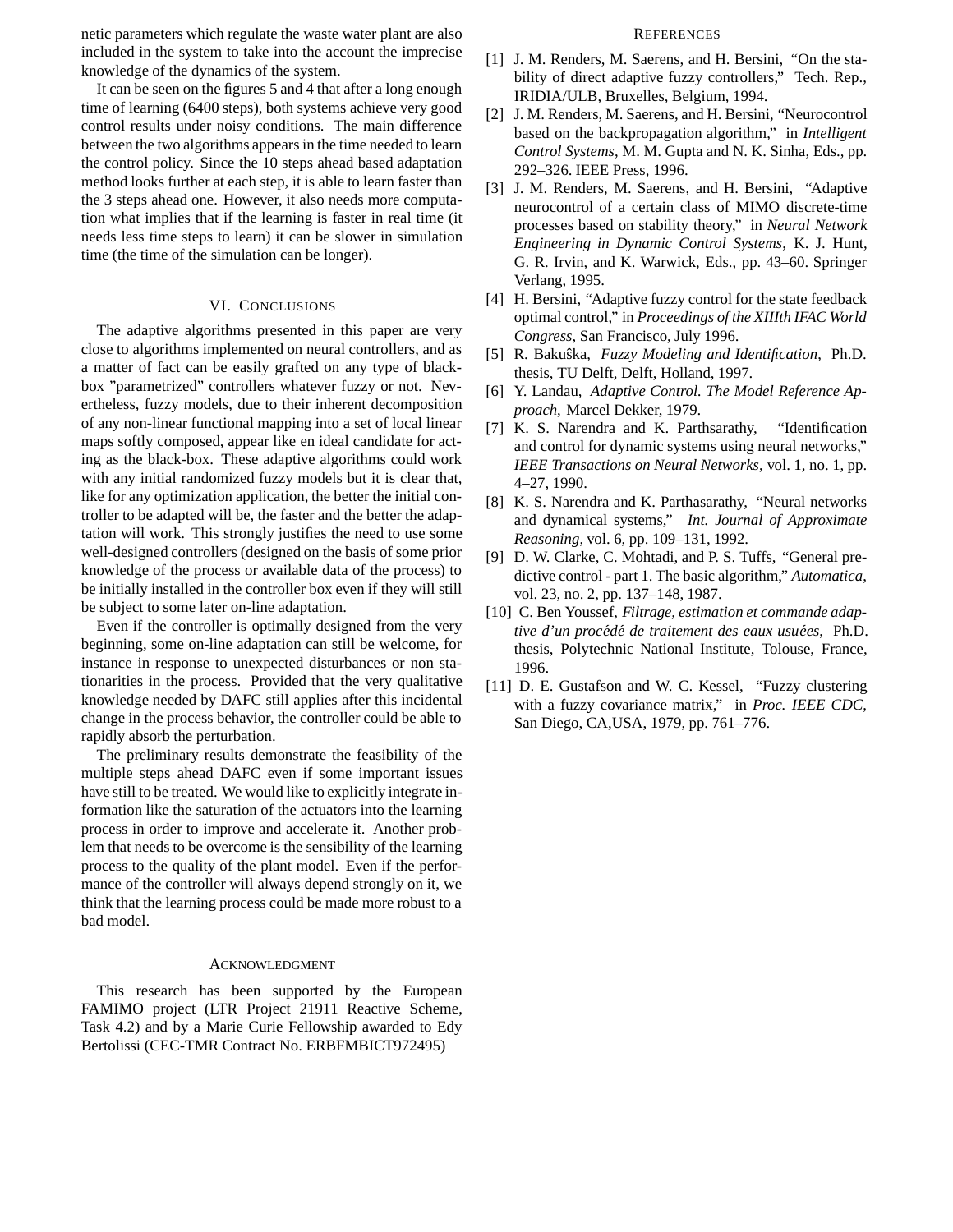netic parameters which regulate the waste water plant are also included in the system to take into the account the imprecise knowledge of the dynamics of the system.

It can be seen on the figures 5 and 4 that after a long enough time of learning (6400 steps), both systems achieve very good control results under noisy conditions. The main difference between the two algorithms appears in the time needed to learn the control policy. Since the 10 steps ahead based adaptation method looks further at each step, it is able to learn faster than the 3 steps ahead one. However, it also needs more computation what implies that if the learning is faster in real time (it needs less time steps to learn) it can be slower in simulation time (the time of the simulation can be longer).

## VI. Conclusions

The adaptive algorithms presented in this paper are very close to algorithms implemented on neural controllers, and as a matter of fact can be easily grafted on any type of black-box "parametrized" controllers whatever fuzzy or not. Nevertheless, fuzzy models, due to their inherent decomposition of any non-linear functional mapping into a set of local linear maps softly composed, appear like en ideal candidate for acting as the black-box. These adaptive algorithms could work with any initial randomized fuzzy models but it is clear that, like for any optimization application, the better the initial controller to be adapted will be, the faster and the better the adaptation will work. This strongly justifies the need to use some well-designed controllers (designed on the basis of some prior knowledge of the process or available data of the process) to be initially installed in the controller box even if they will still be subject to some later on-line adaptation.

Even if the controller is optimally designed from the very beginning, some on-line adaptation can still be welcome, for instance in response to unexpected disturbances or non stationarities in the process. Provided that the very qualitative knowledge needed by DAFC still applies after this incidental change in the process behavior, the controller could be able to rapidly absorb the perturbation.

The preliminary results demonstrate the feasibility of the multiple steps ahead DAFC even if some important issues have still to be treated. We would like to explicitly integrate information like the saturation of the actuators into the learning process in order to improve and accelerate it. Another problem that needs to be overcome is the sensibility of the learning process to the quality of the plant model. Even if the performance of the controller will always depend strongly on it, we think that the learning process could be made more robust to a bad model.

## Acknowledgment

This research has been supported by the European FAMIMO project (LTR Project 21911 Reactive Scheme, Task 4.2) and by a Marie Curie Fellowship awarded to Edy Bertolissi (CEC-TMR Contract No. ERBFMBICT972495)

## References

[1] J. M. Renders, M. Saerens, and H. Bersini, "On the stability of direct adaptive fuzzy controllers," Tech. Rep., IRIDIA/ULB, Bruxelles, Belgium, 1994.

[2] J. M. Renders, M. Saerens, and H. Bersini, "Neurocontrol based on the backpropagation algorithm," in *Intelligent Control Systems*, M. M. Gupta and N. K. Sinha, Eds., pp. 292–326. IEEE Press, 1996.

[3] J. M. Renders, M. Saerens, and H. Bersini, "Adaptive neurocontrol of a certain class of MIMO discrete-time processes based on stability theory," in *Neural Network Engineering in Dynamic Control Systems*, K. J. Hunt, G. R. Irvin, and K. Warwick, Eds., pp. 43–60. Springer Verlang, 1995.

[4] H. Bersini, "Adaptive fuzzy control for the state feedback optimal control," in *Proceedings of the XIIIth IFAC World Congress*, San Francisco, July 1996.

[5] R. Bakuŝka, *Fuzzy Modeling and Identification*, Ph.D. thesis, TU Delft, Delft, Holland, 1997.

[6] Y. Landau, *Adaptive Control. The Model Reference Approach*, Marcel Dekker, 1979.

[7] K. S. Narendra and K. Parthsarathy, "Identification and control for dynamic systems using neural networks," *IEEE Transactions on Neural Networks*, vol. 1, no. 1, pp. 4–27, 1990.

[8] K. S. Narendra and K. Parthasarathy, "Neural networks and dynamical systems," *Int. Journal of Approximate Reasoning*, vol. 6, pp. 109–131, 1992.

[9] D. W. Clarke, C. Mohtadi, and P. S. Tuffs, "General predictive control - part 1. The basic algorithm," *Automatica*, vol. 23, no. 2, pp. 137–148, 1987.

[10] C. Ben Youssef, *Filtrage, estimation et commande adaptive d'un procédé de traitement des eaux usuées*, Ph.D. thesis, Polytechnic National Institute, Tolouse, France, 1996.

[11] D. E. Gustafson and W. C. Kessel, "Fuzzy clustering with a fuzzy covariance matrix," in *Proc. IEEE CDC*, San Diego, CA,USA, 1979, pp. 761–776.